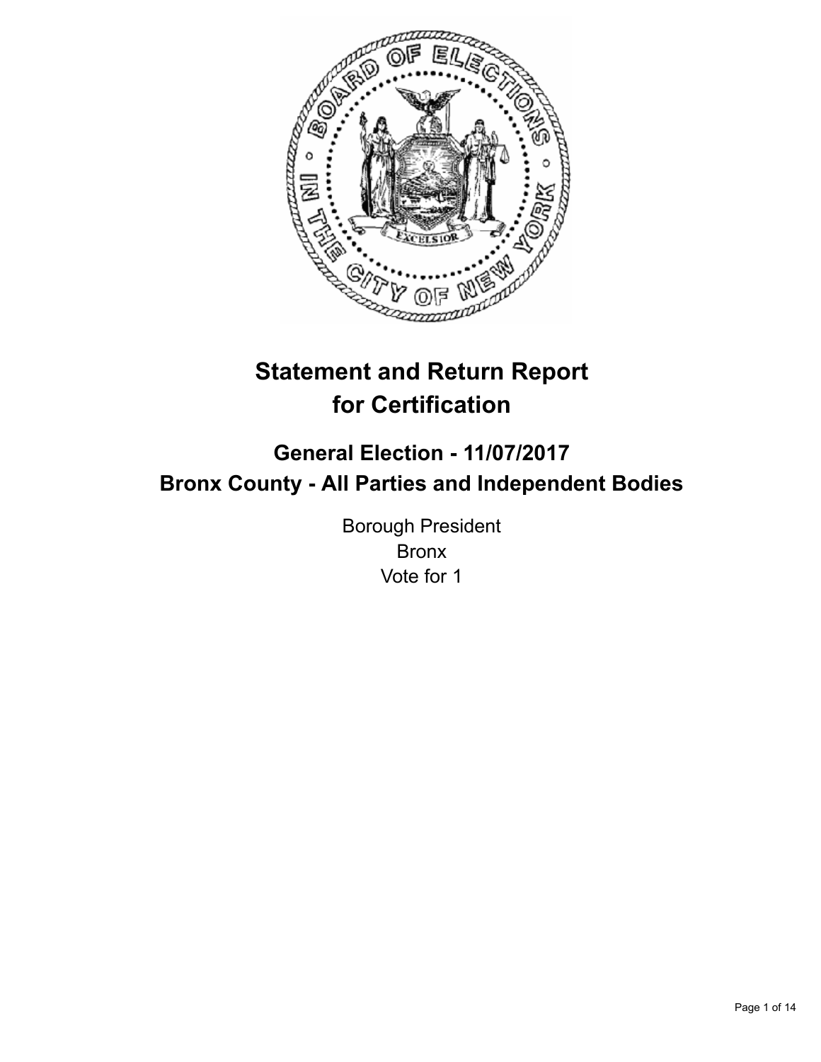# Statement and Return Report for Certification

## General Election - 11/07/2017
## Bronx County - All Parties and Independent Bodies

Borough President
Bronx
Vote for 1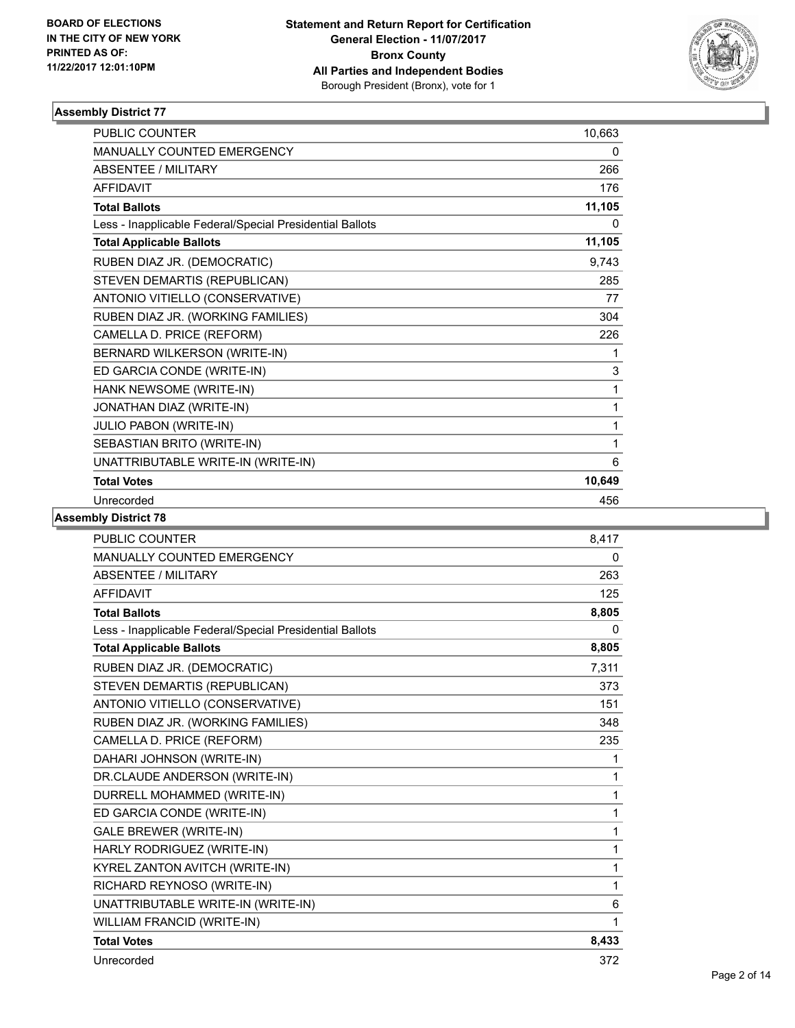BOARD OF ELECTIONS
IN THE CITY OF NEW YORK
PRINTED AS OF:
11/22/2017 12:01:10PM

**Statement and Return Report for Certification**
**General Election - 11/07/2017**
**Bronx County**
**All Parties and Independent Bodies**
Borough President (Bronx), vote for 1

### Assembly District 77

| | |
|---|---|
| PUBLIC COUNTER | 10,663 |
| MANUALLY COUNTED EMERGENCY | 0 |
| ABSENTEE / MILITARY | 266 |
| AFFIDAVIT | 176 |
| **Total Ballots** | **11,105** |
| Less - Inapplicable Federal/Special Presidential Ballots | 0 |
| **Total Applicable Ballots** | **11,105** |
| RUBEN DIAZ JR. (DEMOCRATIC) | 9,743 |
| STEVEN DEMARTIS (REPUBLICAN) | 285 |
| ANTONIO VITIELLO (CONSERVATIVE) | 77 |
| RUBEN DIAZ JR. (WORKING FAMILIES) | 304 |
| CAMELLA D. PRICE (REFORM) | 226 |
| BERNARD WILKERSON (WRITE-IN) | 1 |
| ED GARCIA CONDE (WRITE-IN) | 3 |
| HANK NEWSOME (WRITE-IN) | 1 |
| JONATHAN DIAZ (WRITE-IN) | 1 |
| JULIO PABON (WRITE-IN) | 1 |
| SEBASTIAN BRITO (WRITE-IN) | 1 |
| UNATTRIBUTABLE WRITE-IN (WRITE-IN) | 6 |
| **Total Votes** | **10,649** |
| Unrecorded | 456 |

### Assembly District 78

| | |
|---|---|
| PUBLIC COUNTER | 8,417 |
| MANUALLY COUNTED EMERGENCY | 0 |
| ABSENTEE / MILITARY | 263 |
| AFFIDAVIT | 125 |
| **Total Ballots** | **8,805** |
| Less - Inapplicable Federal/Special Presidential Ballots | 0 |
| **Total Applicable Ballots** | **8,805** |
| RUBEN DIAZ JR. (DEMOCRATIC) | 7,311 |
| STEVEN DEMARTIS (REPUBLICAN) | 373 |
| ANTONIO VITIELLO (CONSERVATIVE) | 151 |
| RUBEN DIAZ JR. (WORKING FAMILIES) | 348 |
| CAMELLA D. PRICE (REFORM) | 235 |
| DAHARI JOHNSON (WRITE-IN) | 1 |
| DR.CLAUDE ANDERSON (WRITE-IN) | 1 |
| DURRELL MOHAMMED (WRITE-IN) | 1 |
| ED GARCIA CONDE (WRITE-IN) | 1 |
| GALE BREWER (WRITE-IN) | 1 |
| HARLY RODRIGUEZ (WRITE-IN) | 1 |
| KYREL ZANTON AVITCH (WRITE-IN) | 1 |
| RICHARD REYNOSO (WRITE-IN) | 1 |
| UNATTRIBUTABLE WRITE-IN (WRITE-IN) | 6 |
| WILLIAM FRANCID (WRITE-IN) | 1 |
| **Total Votes** | **8,433** |
| Unrecorded | 372 |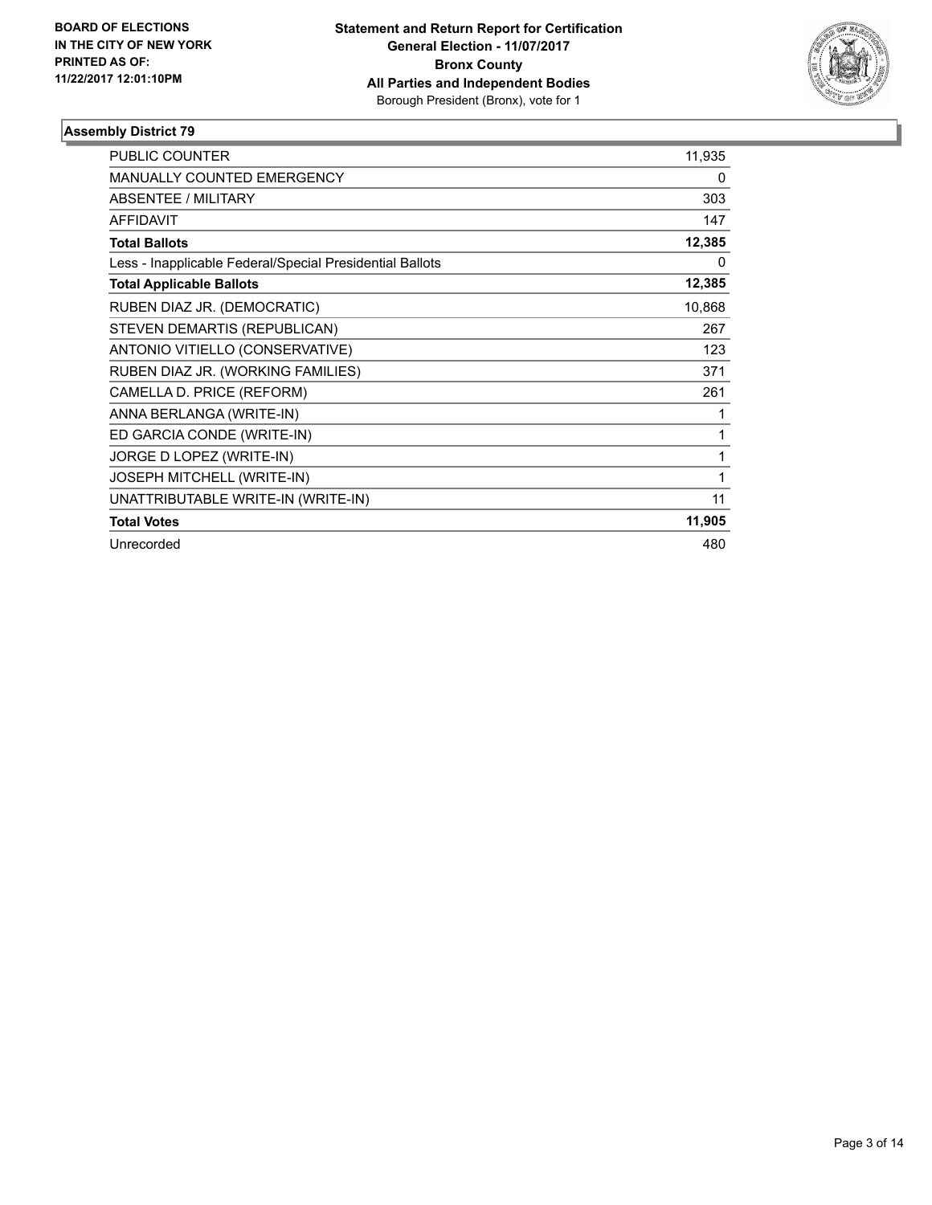BOARD OF ELECTIONS
IN THE CITY OF NEW YORK
PRINTED AS OF:
11/22/2017 12:01:10PM

**Statement and Return Report for Certification**
**General Election - 11/07/2017**
**Bronx County**
**All Parties and Independent Bodies**
Borough President (Bronx), vote for 1

### Assembly District 79

| | |
|---|---|
| PUBLIC COUNTER | 11,935 |
| MANUALLY COUNTED EMERGENCY | 0 |
| ABSENTEE / MILITARY | 303 |
| AFFIDAVIT | 147 |
| **Total Ballots** | **12,385** |
| Less - Inapplicable Federal/Special Presidential Ballots | 0 |
| **Total Applicable Ballots** | **12,385** |
| RUBEN DIAZ JR. (DEMOCRATIC) | 10,868 |
| STEVEN DEMARTIS (REPUBLICAN) | 267 |
| ANTONIO VITIELLO (CONSERVATIVE) | 123 |
| RUBEN DIAZ JR. (WORKING FAMILIES) | 371 |
| CAMELLA D. PRICE (REFORM) | 261 |
| ANNA BERLANGA (WRITE-IN) | 1 |
| ED GARCIA CONDE (WRITE-IN) | 1 |
| JORGE D LOPEZ (WRITE-IN) | 1 |
| JOSEPH MITCHELL (WRITE-IN) | 1 |
| UNATTRIBUTABLE WRITE-IN (WRITE-IN) | 11 |
| **Total Votes** | **11,905** |
| Unrecorded | 480 |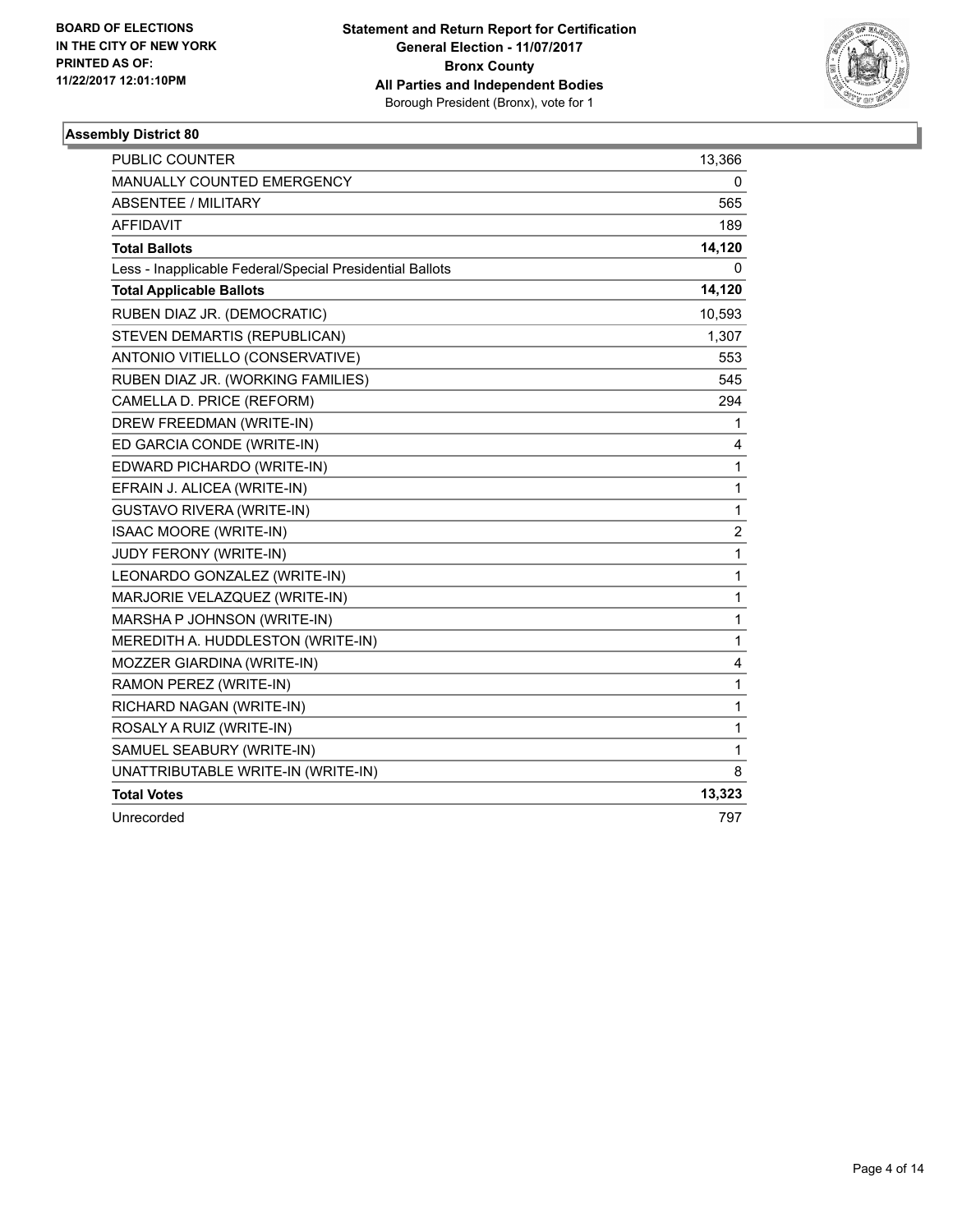**BOARD OF ELECTIONS**
**IN THE CITY OF NEW YORK**
**PRINTED AS OF:**
**11/22/2017 12:01:10PM**

**Statement and Return Report for Certification**
**General Election - 11/07/2017**
**Bronx County**
**All Parties and Independent Bodies**
Borough President (Bronx), vote for 1

### Assembly District 80

| | |
|---|---|
| PUBLIC COUNTER | 13,366 |
| MANUALLY COUNTED EMERGENCY | 0 |
| ABSENTEE / MILITARY | 565 |
| AFFIDAVIT | 189 |
| **Total Ballots** | **14,120** |
| Less - Inapplicable Federal/Special Presidential Ballots | 0 |
| **Total Applicable Ballots** | **14,120** |
| RUBEN DIAZ JR. (DEMOCRATIC) | 10,593 |
| STEVEN DEMARTIS (REPUBLICAN) | 1,307 |
| ANTONIO VITIELLO (CONSERVATIVE) | 553 |
| RUBEN DIAZ JR. (WORKING FAMILIES) | 545 |
| CAMELLA D. PRICE (REFORM) | 294 |
| DREW FREEDMAN (WRITE-IN) | 1 |
| ED GARCIA CONDE (WRITE-IN) | 4 |
| EDWARD PICHARDO (WRITE-IN) | 1 |
| EFRAIN J. ALICEA (WRITE-IN) | 1 |
| GUSTAVO RIVERA (WRITE-IN) | 1 |
| ISAAC MOORE (WRITE-IN) | 2 |
| JUDY FERONY (WRITE-IN) | 1 |
| LEONARDO GONZALEZ (WRITE-IN) | 1 |
| MARJORIE VELAZQUEZ (WRITE-IN) | 1 |
| MARSHA P JOHNSON (WRITE-IN) | 1 |
| MEREDITH A. HUDDLESTON (WRITE-IN) | 1 |
| MOZZER GIARDINA (WRITE-IN) | 4 |
| RAMON PEREZ (WRITE-IN) | 1 |
| RICHARD NAGAN (WRITE-IN) | 1 |
| ROSALY A RUIZ (WRITE-IN) | 1 |
| SAMUEL SEABURY (WRITE-IN) | 1 |
| UNATTRIBUTABLE WRITE-IN (WRITE-IN) | 8 |
| **Total Votes** | **13,323** |
| Unrecorded | 797 |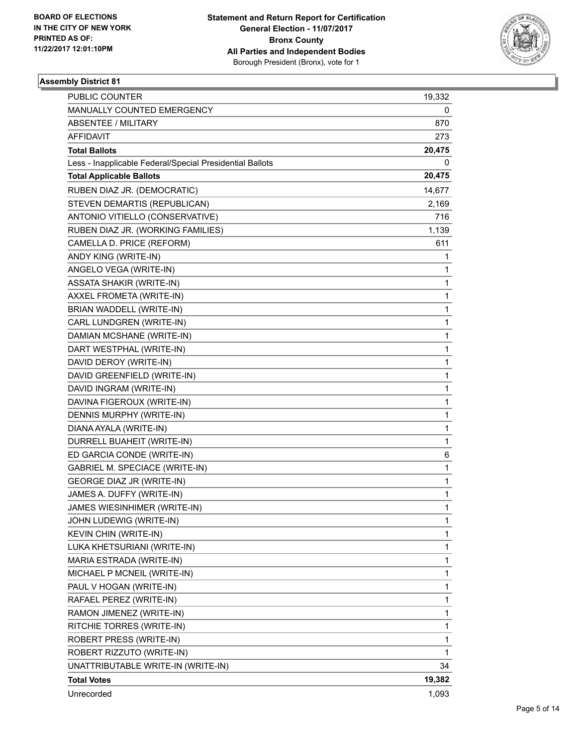**BOARD OF ELECTIONS IN THE CITY OF NEW YORK PRINTED AS OF: 11/22/2017 12:01:10PM**

**Statement and Return Report for Certification**
**General Election - 11/07/2017**
**Bronx County**
**All Parties and Independent Bodies**
Borough President (Bronx), vote for 1

### Assembly District 81

| | |
|---|---|
| PUBLIC COUNTER | 19,332 |
| MANUALLY COUNTED EMERGENCY | 0 |
| ABSENTEE / MILITARY | 870 |
| AFFIDAVIT | 273 |
| **Total Ballots** | **20,475** |
| Less - Inapplicable Federal/Special Presidential Ballots | 0 |
| **Total Applicable Ballots** | **20,475** |
| RUBEN DIAZ JR. (DEMOCRATIC) | 14,677 |
| STEVEN DEMARTIS (REPUBLICAN) | 2,169 |
| ANTONIO VITIELLO (CONSERVATIVE) | 716 |
| RUBEN DIAZ JR. (WORKING FAMILIES) | 1,139 |
| CAMELLA D. PRICE (REFORM) | 611 |
| ANDY KING (WRITE-IN) | 1 |
| ANGELO VEGA (WRITE-IN) | 1 |
| ASSATA SHAKIR (WRITE-IN) | 1 |
| AXXEL FROMETA (WRITE-IN) | 1 |
| BRIAN WADDELL (WRITE-IN) | 1 |
| CARL LUNDGREN (WRITE-IN) | 1 |
| DAMIAN MCSHANE (WRITE-IN) | 1 |
| DART WESTPHAL (WRITE-IN) | 1 |
| DAVID DEROY (WRITE-IN) | 1 |
| DAVID GREENFIELD (WRITE-IN) | 1 |
| DAVID INGRAM (WRITE-IN) | 1 |
| DAVINA FIGEROUX (WRITE-IN) | 1 |
| DENNIS MURPHY (WRITE-IN) | 1 |
| DIANA AYALA (WRITE-IN) | 1 |
| DURRELL BUAHEIT (WRITE-IN) | 1 |
| ED GARCIA CONDE (WRITE-IN) | 6 |
| GABRIEL M. SPECIACE (WRITE-IN) | 1 |
| GEORGE DIAZ JR (WRITE-IN) | 1 |
| JAMES A. DUFFY (WRITE-IN) | 1 |
| JAMES WIESINHIMER (WRITE-IN) | 1 |
| JOHN LUDEWIG (WRITE-IN) | 1 |
| KEVIN CHIN (WRITE-IN) | 1 |
| LUKA KHETSURIANI (WRITE-IN) | 1 |
| MARIA ESTRADA (WRITE-IN) | 1 |
| MICHAEL P MCNEIL (WRITE-IN) | 1 |
| PAUL V HOGAN (WRITE-IN) | 1 |
| RAFAEL PEREZ (WRITE-IN) | 1 |
| RAMON JIMENEZ (WRITE-IN) | 1 |
| RITCHIE TORRES (WRITE-IN) | 1 |
| ROBERT PRESS (WRITE-IN) | 1 |
| ROBERT RIZZUTO (WRITE-IN) | 1 |
| UNATTRIBUTABLE WRITE-IN (WRITE-IN) | 34 |
| **Total Votes** | **19,382** |
| Unrecorded | 1,093 |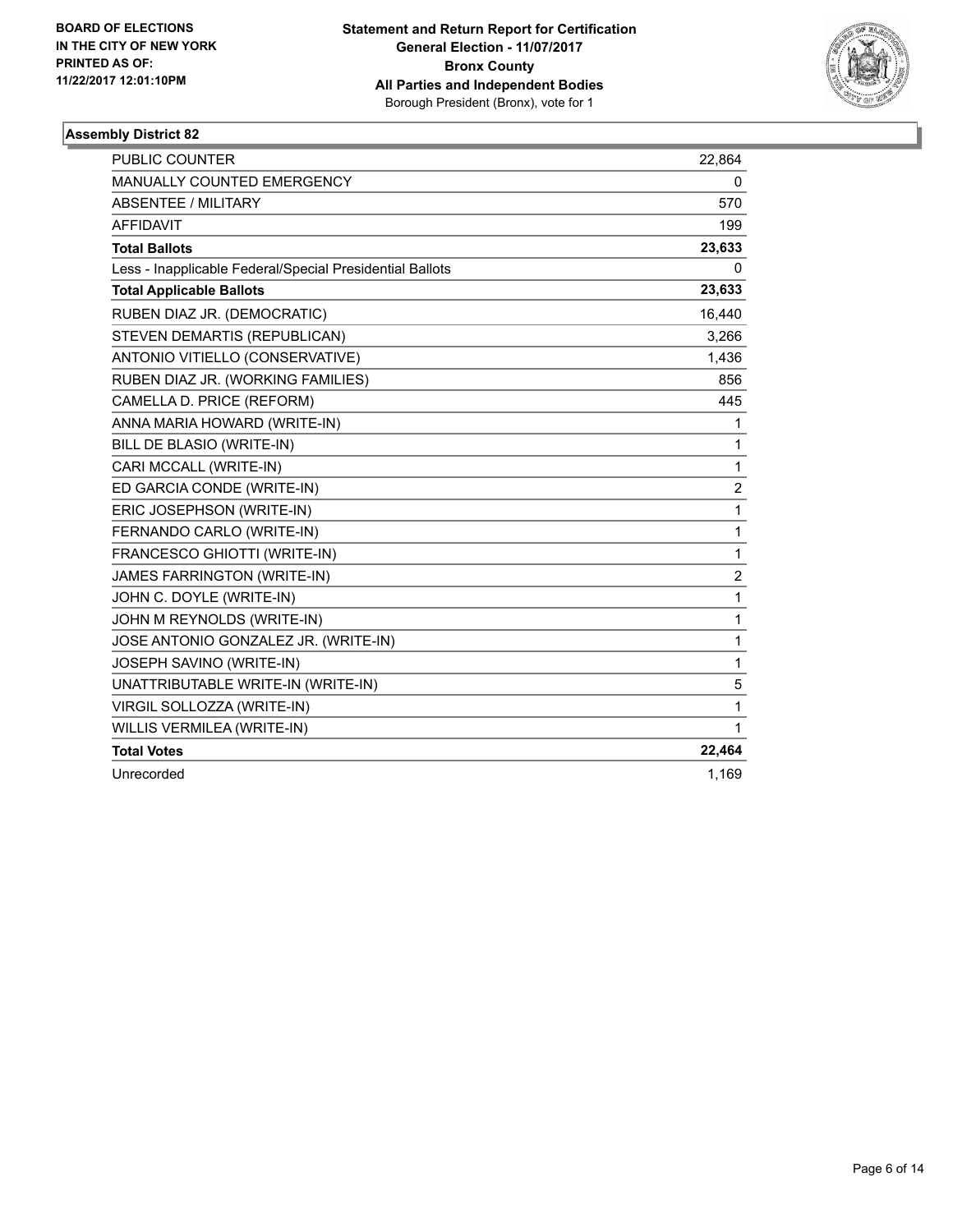**BOARD OF ELECTIONS IN THE CITY OF NEW YORK PRINTED AS OF: 11/22/2017 12:01:10PM**

**Statement and Return Report for Certification General Election - 11/07/2017 Bronx County All Parties and Independent Bodies**
Borough President (Bronx), vote for 1

### Assembly District 82

| | |
|---|---|
| PUBLIC COUNTER | 22,864 |
| MANUALLY COUNTED EMERGENCY | 0 |
| ABSENTEE / MILITARY | 570 |
| AFFIDAVIT | 199 |
| **Total Ballots** | **23,633** |
| Less - Inapplicable Federal/Special Presidential Ballots | 0 |
| **Total Applicable Ballots** | **23,633** |
| RUBEN DIAZ JR. (DEMOCRATIC) | 16,440 |
| STEVEN DEMARTIS (REPUBLICAN) | 3,266 |
| ANTONIO VITIELLO (CONSERVATIVE) | 1,436 |
| RUBEN DIAZ JR. (WORKING FAMILIES) | 856 |
| CAMELLA D. PRICE (REFORM) | 445 |
| ANNA MARIA HOWARD (WRITE-IN) | 1 |
| BILL DE BLASIO (WRITE-IN) | 1 |
| CARI MCCALL (WRITE-IN) | 1 |
| ED GARCIA CONDE (WRITE-IN) | 2 |
| ERIC JOSEPHSON (WRITE-IN) | 1 |
| FERNANDO CARLO (WRITE-IN) | 1 |
| FRANCESCO GHIOTTI (WRITE-IN) | 1 |
| JAMES FARRINGTON (WRITE-IN) | 2 |
| JOHN C. DOYLE (WRITE-IN) | 1 |
| JOHN M REYNOLDS (WRITE-IN) | 1 |
| JOSE ANTONIO GONZALEZ JR. (WRITE-IN) | 1 |
| JOSEPH SAVINO (WRITE-IN) | 1 |
| UNATTRIBUTABLE WRITE-IN (WRITE-IN) | 5 |
| VIRGIL SOLLOZZA (WRITE-IN) | 1 |
| WILLIS VERMILEA (WRITE-IN) | 1 |
| **Total Votes** | **22,464** |
| Unrecorded | 1,169 |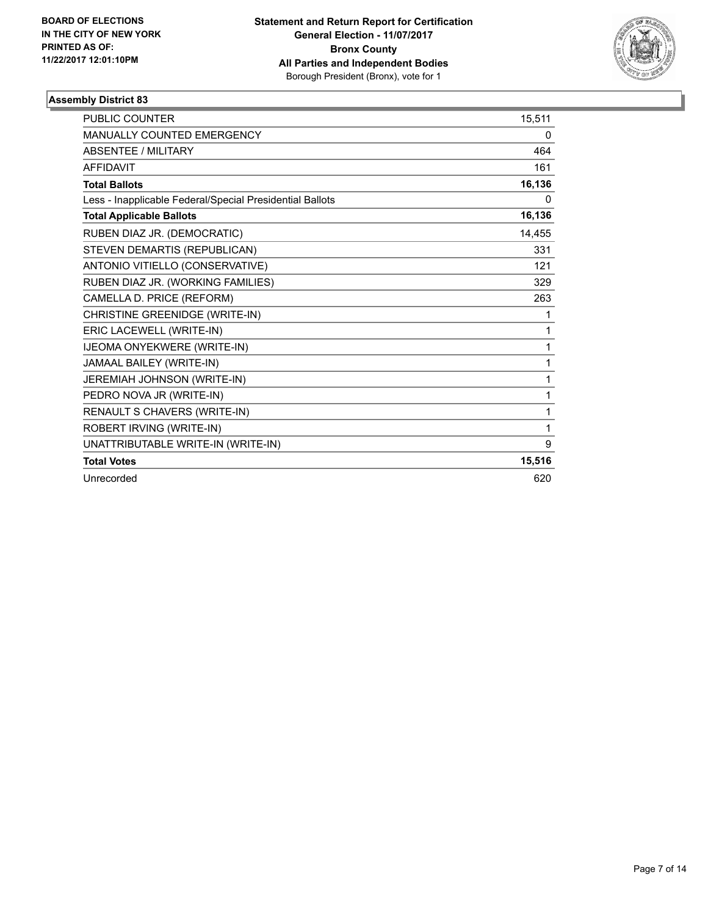**BOARD OF ELECTIONS IN THE CITY OF NEW YORK PRINTED AS OF: 11/22/2017 12:01:10PM**

**Statement and Return Report for Certification**
**General Election - 11/07/2017**
**Bronx County**
**All Parties and Independent Bodies**
Borough President (Bronx), vote for 1

### Assembly District 83

| | |
|---|---|
| PUBLIC COUNTER | 15,511 |
| MANUALLY COUNTED EMERGENCY | 0 |
| ABSENTEE / MILITARY | 464 |
| AFFIDAVIT | 161 |
| **Total Ballots** | **16,136** |
| Less - Inapplicable Federal/Special Presidential Ballots | 0 |
| **Total Applicable Ballots** | **16,136** |
| RUBEN DIAZ JR. (DEMOCRATIC) | 14,455 |
| STEVEN DEMARTIS (REPUBLICAN) | 331 |
| ANTONIO VITIELLO (CONSERVATIVE) | 121 |
| RUBEN DIAZ JR. (WORKING FAMILIES) | 329 |
| CAMELLA D. PRICE (REFORM) | 263 |
| CHRISTINE GREENIDGE (WRITE-IN) | 1 |
| ERIC LACEWELL (WRITE-IN) | 1 |
| IJEOMA ONYEKWERE (WRITE-IN) | 1 |
| JAMAAL BAILEY (WRITE-IN) | 1 |
| JEREMIAH JOHNSON (WRITE-IN) | 1 |
| PEDRO NOVA JR (WRITE-IN) | 1 |
| RENAULT S CHAVERS (WRITE-IN) | 1 |
| ROBERT IRVING (WRITE-IN) | 1 |
| UNATTRIBUTABLE WRITE-IN (WRITE-IN) | 9 |
| **Total Votes** | **15,516** |
| Unrecorded | 620 |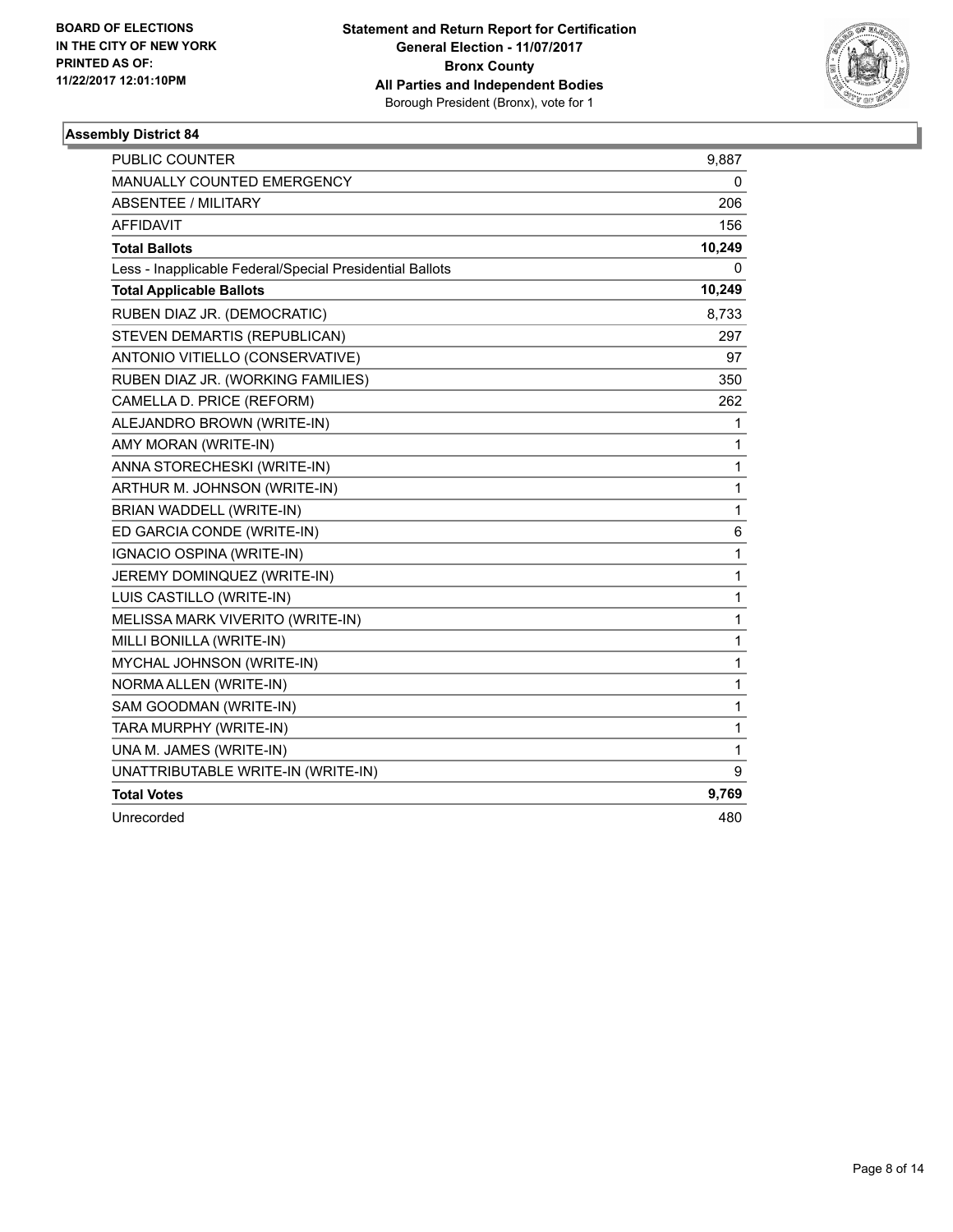**BOARD OF ELECTIONS IN THE CITY OF NEW YORK PRINTED AS OF: 11/22/2017 12:01:10PM**

**Statement and Return Report for Certification General Election - 11/07/2017 Bronx County All Parties and Independent Bodies**
Borough President (Bronx), vote for 1

### Assembly District 84

| | |
|---|---|
| PUBLIC COUNTER | 9,887 |
| MANUALLY COUNTED EMERGENCY | 0 |
| ABSENTEE / MILITARY | 206 |
| AFFIDAVIT | 156 |
| **Total Ballots** | **10,249** |
| Less - Inapplicable Federal/Special Presidential Ballots | 0 |
| **Total Applicable Ballots** | **10,249** |
| RUBEN DIAZ JR. (DEMOCRATIC) | 8,733 |
| STEVEN DEMARTIS (REPUBLICAN) | 297 |
| ANTONIO VITIELLO (CONSERVATIVE) | 97 |
| RUBEN DIAZ JR. (WORKING FAMILIES) | 350 |
| CAMELLA D. PRICE (REFORM) | 262 |
| ALEJANDRO BROWN (WRITE-IN) | 1 |
| AMY MORAN (WRITE-IN) | 1 |
| ANNA STORECHESKI (WRITE-IN) | 1 |
| ARTHUR M. JOHNSON (WRITE-IN) | 1 |
| BRIAN WADDELL (WRITE-IN) | 1 |
| ED GARCIA CONDE (WRITE-IN) | 6 |
| IGNACIO OSPINA (WRITE-IN) | 1 |
| JEREMY DOMINQUEZ (WRITE-IN) | 1 |
| LUIS CASTILLO (WRITE-IN) | 1 |
| MELISSA MARK VIVERITO (WRITE-IN) | 1 |
| MILLI BONILLA (WRITE-IN) | 1 |
| MYCHAL JOHNSON (WRITE-IN) | 1 |
| NORMA ALLEN (WRITE-IN) | 1 |
| SAM GOODMAN (WRITE-IN) | 1 |
| TARA MURPHY (WRITE-IN) | 1 |
| UNA M. JAMES (WRITE-IN) | 1 |
| UNATTRIBUTABLE WRITE-IN (WRITE-IN) | 9 |
| **Total Votes** | **9,769** |
| Unrecorded | 480 |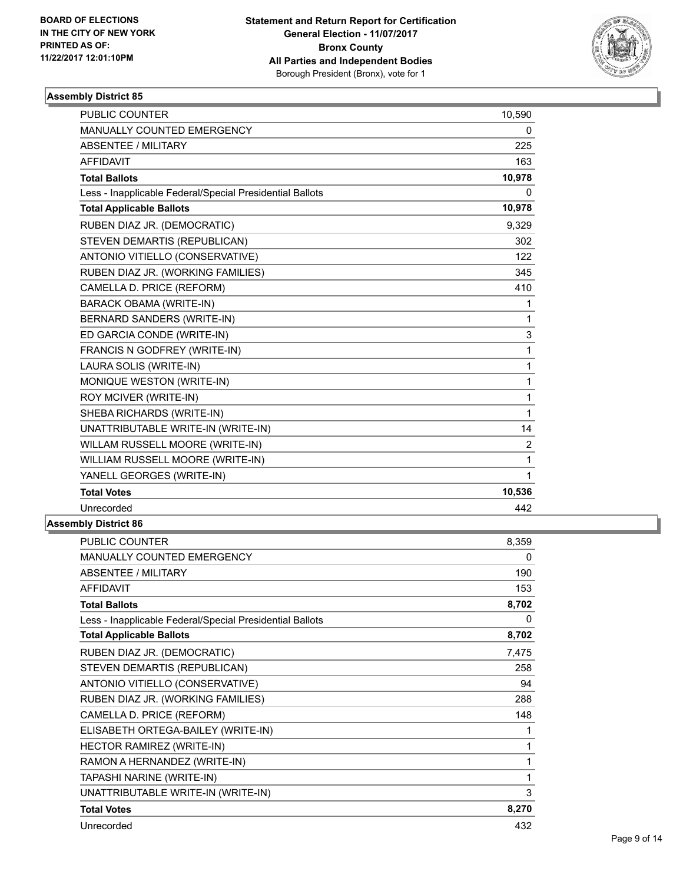BOARD OF ELECTIONS
IN THE CITY OF NEW YORK
PRINTED AS OF:
11/22/2017 12:01:10PM

**Statement and Return Report for Certification**
**General Election - 11/07/2017**
**Bronx County**
**All Parties and Independent Bodies**
Borough President (Bronx), vote for 1

### Assembly District 85

| | |
|---|---|
| PUBLIC COUNTER | 10,590 |
| MANUALLY COUNTED EMERGENCY | 0 |
| ABSENTEE / MILITARY | 225 |
| AFFIDAVIT | 163 |
| **Total Ballots** | **10,978** |
| Less - Inapplicable Federal/Special Presidential Ballots | 0 |
| **Total Applicable Ballots** | **10,978** |
| RUBEN DIAZ JR. (DEMOCRATIC) | 9,329 |
| STEVEN DEMARTIS (REPUBLICAN) | 302 |
| ANTONIO VITIELLO (CONSERVATIVE) | 122 |
| RUBEN DIAZ JR. (WORKING FAMILIES) | 345 |
| CAMELLA D. PRICE (REFORM) | 410 |
| BARACK OBAMA (WRITE-IN) | 1 |
| BERNARD SANDERS (WRITE-IN) | 1 |
| ED GARCIA CONDE (WRITE-IN) | 3 |
| FRANCIS N GODFREY (WRITE-IN) | 1 |
| LAURA SOLIS (WRITE-IN) | 1 |
| MONIQUE WESTON (WRITE-IN) | 1 |
| ROY MCIVER (WRITE-IN) | 1 |
| SHEBA RICHARDS (WRITE-IN) | 1 |
| UNATTRIBUTABLE WRITE-IN (WRITE-IN) | 14 |
| WILLAM RUSSELL MOORE (WRITE-IN) | 2 |
| WILLIAM RUSSELL MOORE (WRITE-IN) | 1 |
| YANELL GEORGES (WRITE-IN) | 1 |
| **Total Votes** | **10,536** |
| Unrecorded | 442 |

### Assembly District 86

| | |
|---|---|
| PUBLIC COUNTER | 8,359 |
| MANUALLY COUNTED EMERGENCY | 0 |
| ABSENTEE / MILITARY | 190 |
| AFFIDAVIT | 153 |
| **Total Ballots** | **8,702** |
| Less - Inapplicable Federal/Special Presidential Ballots | 0 |
| **Total Applicable Ballots** | **8,702** |
| RUBEN DIAZ JR. (DEMOCRATIC) | 7,475 |
| STEVEN DEMARTIS (REPUBLICAN) | 258 |
| ANTONIO VITIELLO (CONSERVATIVE) | 94 |
| RUBEN DIAZ JR. (WORKING FAMILIES) | 288 |
| CAMELLA D. PRICE (REFORM) | 148 |
| ELISABETH ORTEGA-BAILEY (WRITE-IN) | 1 |
| HECTOR RAMIREZ (WRITE-IN) | 1 |
| RAMON A HERNANDEZ (WRITE-IN) | 1 |
| TAPASHI NARINE (WRITE-IN) | 1 |
| UNATTRIBUTABLE WRITE-IN (WRITE-IN) | 3 |
| **Total Votes** | **8,270** |
| Unrecorded | 432 |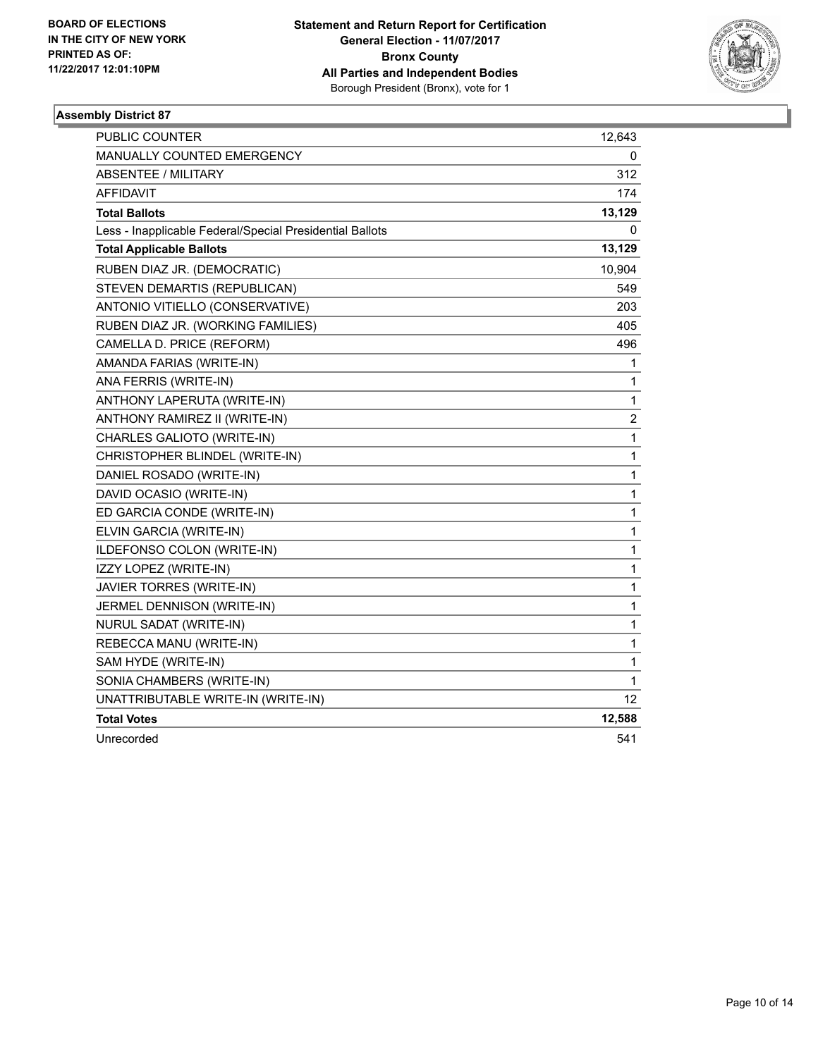BOARD OF ELECTIONS
IN THE CITY OF NEW YORK
PRINTED AS OF:
11/22/2017 12:01:10PM

**Statement and Return Report for Certification**
**General Election - 11/07/2017**
**Bronx County**
**All Parties and Independent Bodies**
Borough President (Bronx), vote for 1

### Assembly District 87

| | |
|---|---|
| PUBLIC COUNTER | 12,643 |
| MANUALLY COUNTED EMERGENCY | 0 |
| ABSENTEE / MILITARY | 312 |
| AFFIDAVIT | 174 |
| **Total Ballots** | **13,129** |
| Less - Inapplicable Federal/Special Presidential Ballots | 0 |
| **Total Applicable Ballots** | **13,129** |
| RUBEN DIAZ JR. (DEMOCRATIC) | 10,904 |
| STEVEN DEMARTIS (REPUBLICAN) | 549 |
| ANTONIO VITIELLO (CONSERVATIVE) | 203 |
| RUBEN DIAZ JR. (WORKING FAMILIES) | 405 |
| CAMELLA D. PRICE (REFORM) | 496 |
| AMANDA FARIAS (WRITE-IN) | 1 |
| ANA FERRIS (WRITE-IN) | 1 |
| ANTHONY LAPERUTA (WRITE-IN) | 1 |
| ANTHONY RAMIREZ II (WRITE-IN) | 2 |
| CHARLES GALIOTO (WRITE-IN) | 1 |
| CHRISTOPHER BLINDEL (WRITE-IN) | 1 |
| DANIEL ROSADO (WRITE-IN) | 1 |
| DAVID OCASIO (WRITE-IN) | 1 |
| ED GARCIA CONDE (WRITE-IN) | 1 |
| ELVIN GARCIA (WRITE-IN) | 1 |
| ILDEFONSO COLON (WRITE-IN) | 1 |
| IZZY LOPEZ (WRITE-IN) | 1 |
| JAVIER TORRES (WRITE-IN) | 1 |
| JERMEL DENNISON (WRITE-IN) | 1 |
| NURUL SADAT (WRITE-IN) | 1 |
| REBECCA MANU (WRITE-IN) | 1 |
| SAM HYDE (WRITE-IN) | 1 |
| SONIA CHAMBERS (WRITE-IN) | 1 |
| UNATTRIBUTABLE WRITE-IN (WRITE-IN) | 12 |
| **Total Votes** | **12,588** |
| Unrecorded | 541 |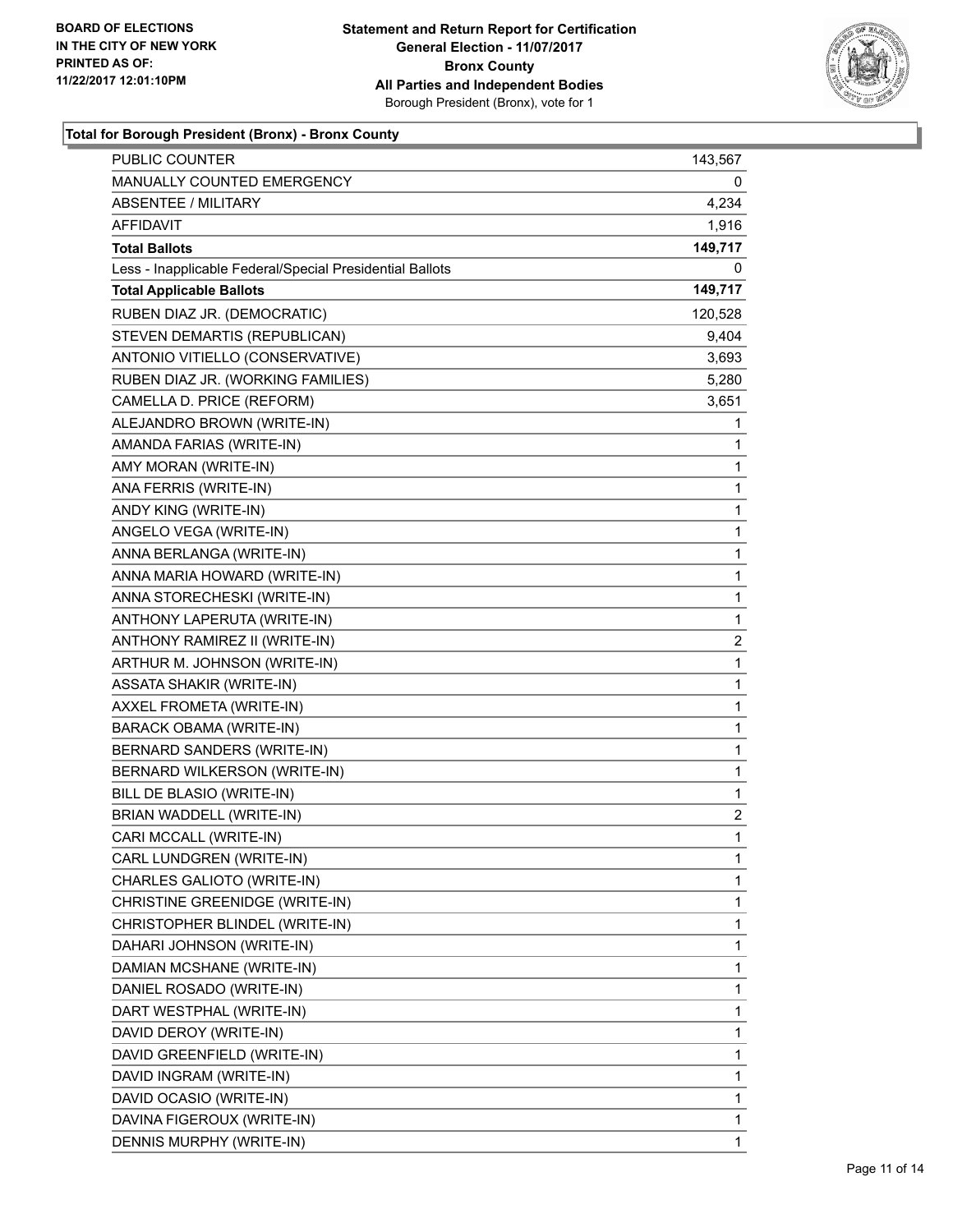BOARD OF ELECTIONS
IN THE CITY OF NEW YORK
PRINTED AS OF:
11/22/2017 12:01:10PM

**Statement and Return Report for Certification**
**General Election - 11/07/2017**
**Bronx County**
**All Parties and Independent Bodies**
Borough President (Bronx), vote for 1

### Total for Borough President (Bronx) - Bronx County

| | |
|---|---|
| PUBLIC COUNTER | 143,567 |
| MANUALLY COUNTED EMERGENCY | 0 |
| ABSENTEE / MILITARY | 4,234 |
| AFFIDAVIT | 1,916 |
| **Total Ballots** | **149,717** |
| Less - Inapplicable Federal/Special Presidential Ballots | 0 |
| **Total Applicable Ballots** | **149,717** |
| RUBEN DIAZ JR. (DEMOCRATIC) | 120,528 |
| STEVEN DEMARTIS (REPUBLICAN) | 9,404 |
| ANTONIO VITIELLO (CONSERVATIVE) | 3,693 |
| RUBEN DIAZ JR. (WORKING FAMILIES) | 5,280 |
| CAMELLA D. PRICE (REFORM) | 3,651 |
| ALEJANDRO BROWN (WRITE-IN) | 1 |
| AMANDA FARIAS (WRITE-IN) | 1 |
| AMY MORAN (WRITE-IN) | 1 |
| ANA FERRIS (WRITE-IN) | 1 |
| ANDY KING (WRITE-IN) | 1 |
| ANGELO VEGA (WRITE-IN) | 1 |
| ANNA BERLANGA (WRITE-IN) | 1 |
| ANNA MARIA HOWARD (WRITE-IN) | 1 |
| ANNA STORECHESKI (WRITE-IN) | 1 |
| ANTHONY LAPERUTA (WRITE-IN) | 1 |
| ANTHONY RAMIREZ II (WRITE-IN) | 2 |
| ARTHUR M. JOHNSON (WRITE-IN) | 1 |
| ASSATA SHAKIR (WRITE-IN) | 1 |
| AXXEL FROMETA (WRITE-IN) | 1 |
| BARACK OBAMA (WRITE-IN) | 1 |
| BERNARD SANDERS (WRITE-IN) | 1 |
| BERNARD WILKERSON (WRITE-IN) | 1 |
| BILL DE BLASIO (WRITE-IN) | 1 |
| BRIAN WADDELL (WRITE-IN) | 2 |
| CARI MCCALL (WRITE-IN) | 1 |
| CARL LUNDGREN (WRITE-IN) | 1 |
| CHARLES GALIOTO (WRITE-IN) | 1 |
| CHRISTINE GREENIDGE (WRITE-IN) | 1 |
| CHRISTOPHER BLINDEL (WRITE-IN) | 1 |
| DAHARI JOHNSON (WRITE-IN) | 1 |
| DAMIAN MCSHANE (WRITE-IN) | 1 |
| DANIEL ROSADO (WRITE-IN) | 1 |
| DART WESTPHAL (WRITE-IN) | 1 |
| DAVID DEROY (WRITE-IN) | 1 |
| DAVID GREENFIELD (WRITE-IN) | 1 |
| DAVID INGRAM (WRITE-IN) | 1 |
| DAVID OCASIO (WRITE-IN) | 1 |
| DAVINA FIGEROUX (WRITE-IN) | 1 |
| DENNIS MURPHY (WRITE-IN) | 1 |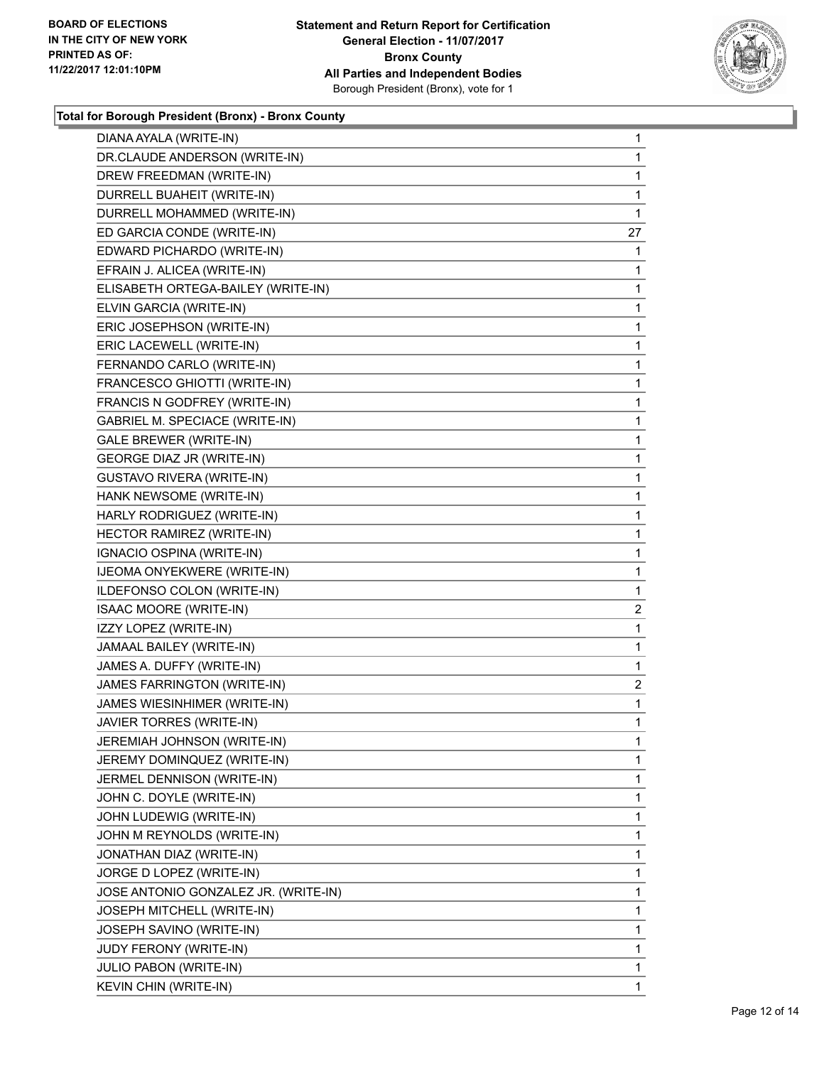**BOARD OF ELECTIONS IN THE CITY OF NEW YORK PRINTED AS OF: 11/22/2017 12:01:10PM**

**Statement and Return Report for Certification General Election - 11/07/2017 Bronx County All Parties and Independent Bodies**
Borough President (Bronx), vote for 1

**Total for Borough President (Bronx) - Bronx County**

| | |
|---|---|
| DIANA AYALA (WRITE-IN) | 1 |
| DR.CLAUDE ANDERSON (WRITE-IN) | 1 |
| DREW FREEDMAN (WRITE-IN) | 1 |
| DURRELL BUAHEIT (WRITE-IN) | 1 |
| DURRELL MOHAMMED (WRITE-IN) | 1 |
| ED GARCIA CONDE (WRITE-IN) | 27 |
| EDWARD PICHARDO (WRITE-IN) | 1 |
| EFRAIN J. ALICEA (WRITE-IN) | 1 |
| ELISABETH ORTEGA-BAILEY (WRITE-IN) | 1 |
| ELVIN GARCIA (WRITE-IN) | 1 |
| ERIC JOSEPHSON (WRITE-IN) | 1 |
| ERIC LACEWELL (WRITE-IN) | 1 |
| FERNANDO CARLO (WRITE-IN) | 1 |
| FRANCESCO GHIOTTI (WRITE-IN) | 1 |
| FRANCIS N GODFREY (WRITE-IN) | 1 |
| GABRIEL M. SPECIACE (WRITE-IN) | 1 |
| GALE BREWER (WRITE-IN) | 1 |
| GEORGE DIAZ JR (WRITE-IN) | 1 |
| GUSTAVO RIVERA (WRITE-IN) | 1 |
| HANK NEWSOME (WRITE-IN) | 1 |
| HARLY RODRIGUEZ (WRITE-IN) | 1 |
| HECTOR RAMIREZ (WRITE-IN) | 1 |
| IGNACIO OSPINA (WRITE-IN) | 1 |
| IJEOMA ONYEKWERE (WRITE-IN) | 1 |
| ILDEFONSO COLON (WRITE-IN) | 1 |
| ISAAC MOORE (WRITE-IN) | 2 |
| IZZY LOPEZ (WRITE-IN) | 1 |
| JAMAAL BAILEY (WRITE-IN) | 1 |
| JAMES A. DUFFY (WRITE-IN) | 1 |
| JAMES FARRINGTON (WRITE-IN) | 2 |
| JAMES WIESINHIMER (WRITE-IN) | 1 |
| JAVIER TORRES (WRITE-IN) | 1 |
| JEREMIAH JOHNSON (WRITE-IN) | 1 |
| JEREMY DOMINQUEZ (WRITE-IN) | 1 |
| JERMEL DENNISON (WRITE-IN) | 1 |
| JOHN C. DOYLE (WRITE-IN) | 1 |
| JOHN LUDEWIG (WRITE-IN) | 1 |
| JOHN M REYNOLDS (WRITE-IN) | 1 |
| JONATHAN DIAZ (WRITE-IN) | 1 |
| JORGE D LOPEZ (WRITE-IN) | 1 |
| JOSE ANTONIO GONZALEZ JR. (WRITE-IN) | 1 |
| JOSEPH MITCHELL (WRITE-IN) | 1 |
| JOSEPH SAVINO (WRITE-IN) | 1 |
| JUDY FERONY (WRITE-IN) | 1 |
| JULIO PABON (WRITE-IN) | 1 |
| KEVIN CHIN (WRITE-IN) | 1 |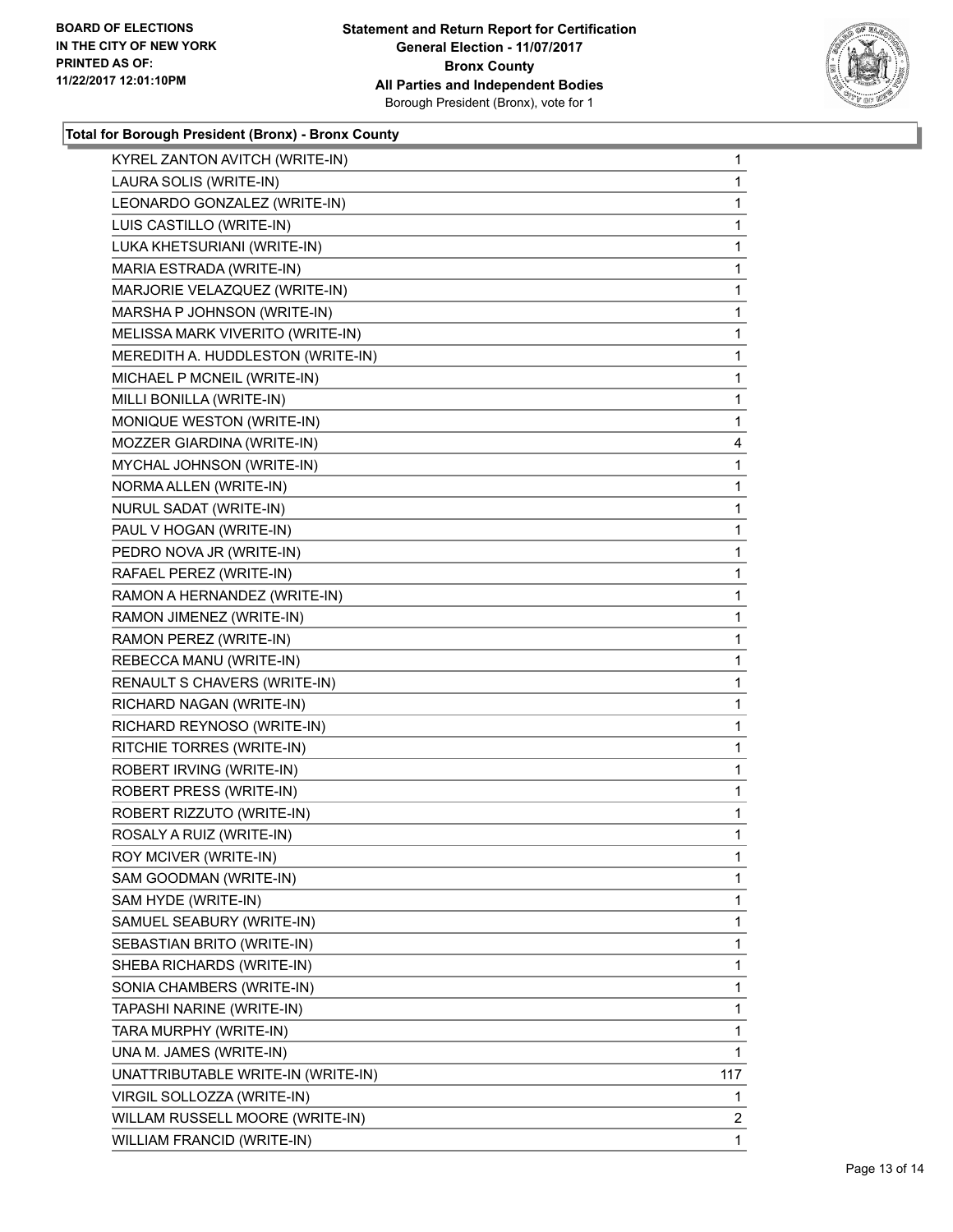**BOARD OF ELECTIONS IN THE CITY OF NEW YORK PRINTED AS OF: 11/22/2017 12:01:10PM**

**Statement and Return Report for Certification**
**General Election - 11/07/2017**
**Bronx County**
**All Parties and Independent Bodies**
Borough President (Bronx), vote for 1

### Total for Borough President (Bronx) - Bronx County

| Candidate | Votes |
|---|---|
| KYREL ZANTON AVITCH (WRITE-IN) | 1 |
| LAURA SOLIS (WRITE-IN) | 1 |
| LEONARDO GONZALEZ (WRITE-IN) | 1 |
| LUIS CASTILLO (WRITE-IN) | 1 |
| LUKA KHETSURIANI (WRITE-IN) | 1 |
| MARIA ESTRADA (WRITE-IN) | 1 |
| MARJORIE VELAZQUEZ (WRITE-IN) | 1 |
| MARSHA P JOHNSON (WRITE-IN) | 1 |
| MELISSA MARK VIVERITO (WRITE-IN) | 1 |
| MEREDITH A. HUDDLESTON (WRITE-IN) | 1 |
| MICHAEL P MCNEIL (WRITE-IN) | 1 |
| MILLI BONILLA (WRITE-IN) | 1 |
| MONIQUE WESTON (WRITE-IN) | 1 |
| MOZZER GIARDINA (WRITE-IN) | 4 |
| MYCHAL JOHNSON (WRITE-IN) | 1 |
| NORMA ALLEN (WRITE-IN) | 1 |
| NURUL SADAT (WRITE-IN) | 1 |
| PAUL V HOGAN (WRITE-IN) | 1 |
| PEDRO NOVA JR (WRITE-IN) | 1 |
| RAFAEL PEREZ (WRITE-IN) | 1 |
| RAMON A HERNANDEZ (WRITE-IN) | 1 |
| RAMON JIMENEZ (WRITE-IN) | 1 |
| RAMON PEREZ (WRITE-IN) | 1 |
| REBECCA MANU (WRITE-IN) | 1 |
| RENAULT S CHAVERS (WRITE-IN) | 1 |
| RICHARD NAGAN (WRITE-IN) | 1 |
| RICHARD REYNOSO (WRITE-IN) | 1 |
| RITCHIE TORRES (WRITE-IN) | 1 |
| ROBERT IRVING (WRITE-IN) | 1 |
| ROBERT PRESS (WRITE-IN) | 1 |
| ROBERT RIZZUTO (WRITE-IN) | 1 |
| ROSALY A RUIZ (WRITE-IN) | 1 |
| ROY MCIVER (WRITE-IN) | 1 |
| SAM GOODMAN (WRITE-IN) | 1 |
| SAM HYDE (WRITE-IN) | 1 |
| SAMUEL SEABURY (WRITE-IN) | 1 |
| SEBASTIAN BRITO (WRITE-IN) | 1 |
| SHEBA RICHARDS (WRITE-IN) | 1 |
| SONIA CHAMBERS (WRITE-IN) | 1 |
| TAPASHI NARINE (WRITE-IN) | 1 |
| TARA MURPHY (WRITE-IN) | 1 |
| UNA M. JAMES (WRITE-IN) | 1 |
| UNATTRIBUTABLE WRITE-IN (WRITE-IN) | 117 |
| VIRGIL SOLLOZZA (WRITE-IN) | 1 |
| WILLAM RUSSELL MOORE (WRITE-IN) | 2 |
| WILLIAM FRANCID (WRITE-IN) | 1 |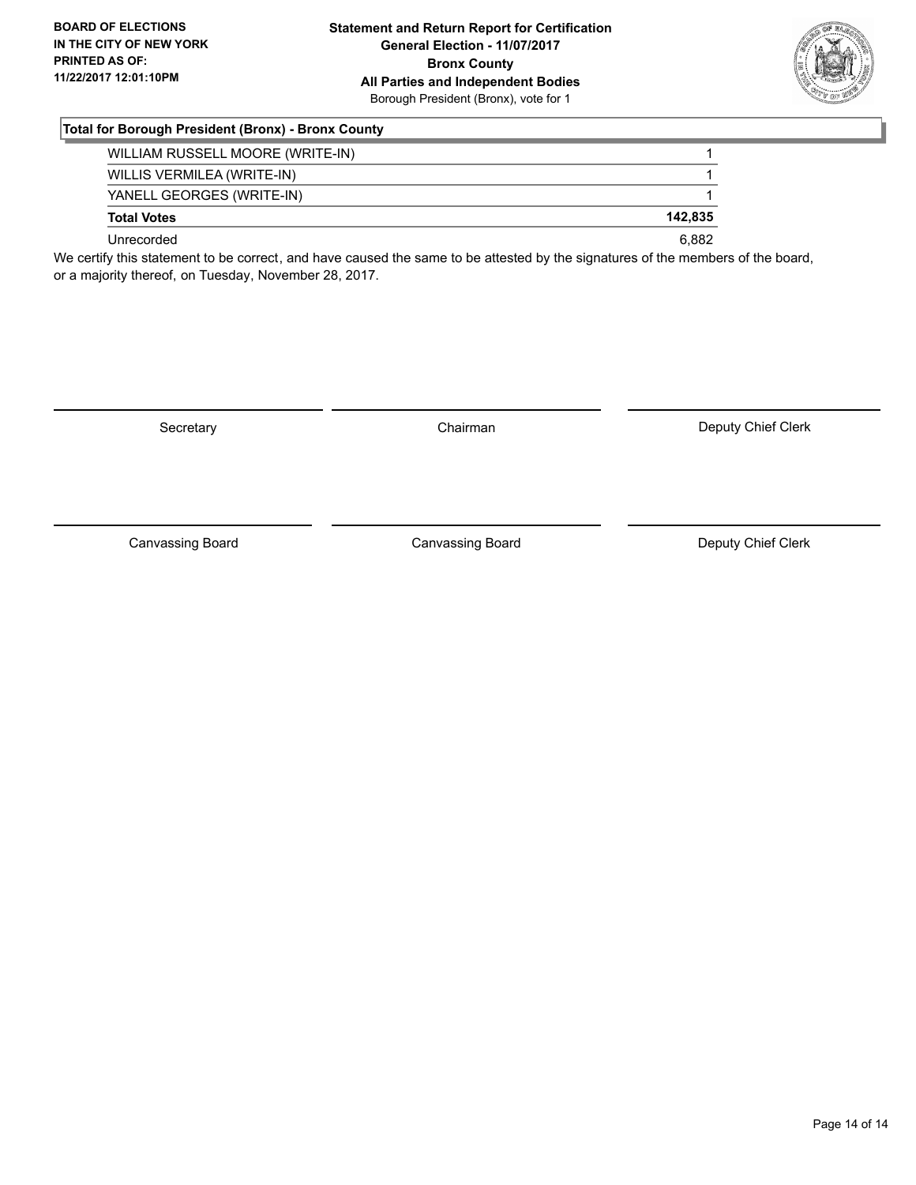**Total for Borough President (Bronx) - Bronx County**

| | |
|---|---|
| WILLIAM RUSSELL MOORE (WRITE-IN) | 1 |
| WILLIS VERMILEA (WRITE-IN) | 1 |
| YANELL GEORGES (WRITE-IN) | 1 |
| **Total Votes** | **142,835** |
| Unrecorded | 6,882 |

We certify this statement to be correct, and have caused the same to be attested by the signatures of the members of the board, or a majority thereof, on Tuesday, November 28, 2017.

Secretary

Chairman

Deputy Chief Clerk

Canvassing Board

Canvassing Board

Deputy Chief Clerk